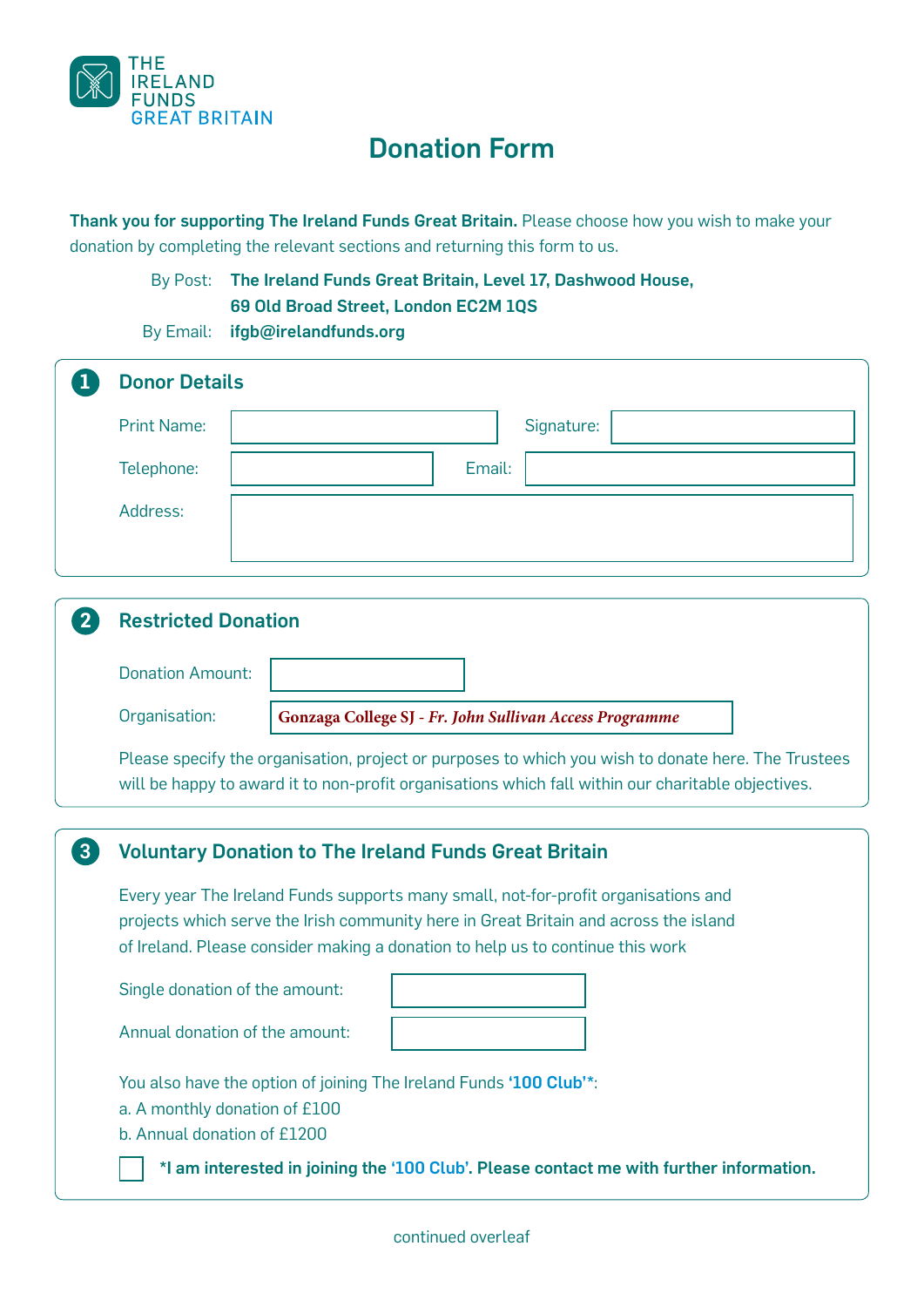THE IRELAND FUNDS GREAT BRITAIN

# Donation Form

**Thank you for supporting The Ireland Funds Great Britain.** Please choose how you wish to make your donation by completing the relevant sections and returning this form to us.

By Post: **The Ireland Funds Great Britain, Level 17, Dashwood House, 69 Old Broad Street, London EC2M 1QS**

By Email: **ifgb@irelandfunds.org**

## 1 Donor Details

Print Name: ____________ Signature: ____________

Telephone: ____________ Email: ____________

Address: ____________

## 2 Restricted Donation

Donation Amount: ____________

Organisation: **Gonzaga College SJ** - ***Fr. John Sullivan Access Programme***

Please specify the organisation, project or purposes to which you wish to donate here. The Trustees will be happy to award it to non-profit organisations which fall within our charitable objectives.

## 3 Voluntary Donation to The Ireland Funds Great Britain

Every year The Ireland Funds supports many small, not-for-profit organisations and projects which serve the Irish community here in Great Britain and across the island of Ireland. Please consider making a donation to help us to continue this work

Single donation of the amount: ____________

Annual donation of the amount: ____________

You also have the option of joining The Ireland Funds **'100 Club'***:

a. A monthly donation of £100

b. Annual donation of £1200

☐ ***I am interested in joining the '100 Club'. Please contact me with further information.**

continued overleaf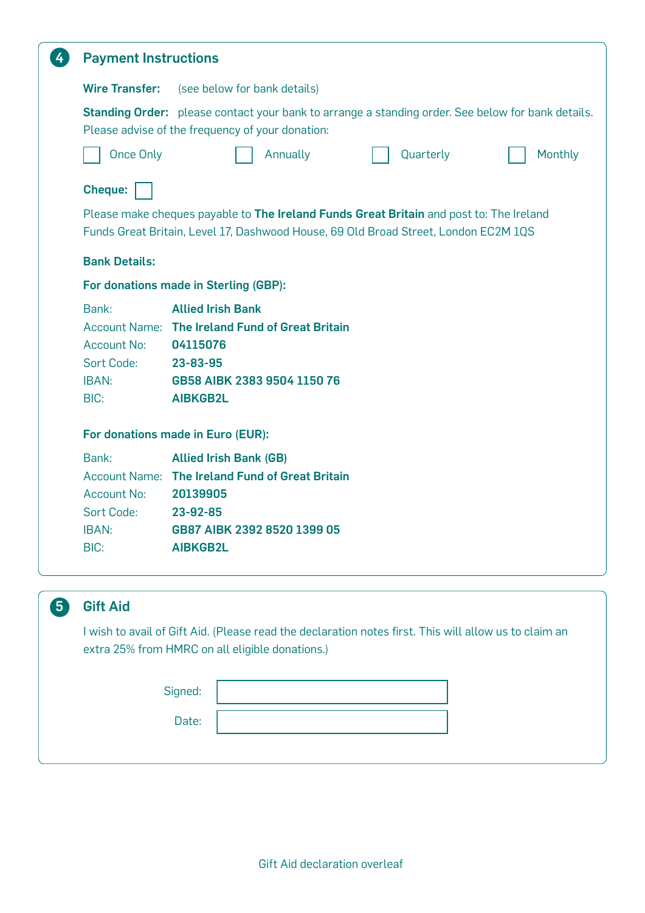## 4 Payment Instructions

**Wire Transfer:** (see below for bank details)

**Standing Order:** please contact your bank to arrange a standing order. See below for bank details. Please advise of the frequency of your donation:

☐ Once Only ☐ Annually ☐ Quarterly ☐ Monthly

**Cheque:** ☐

Please make cheques payable to **The Ireland Funds Great Britain** and post to: The Ireland Funds Great Britain, Level 17, Dashwood House, 69 Old Broad Street, London EC2M 1QS

**Bank Details:**

**For donations made in Sterling (GBP):**

| | |
|---|---|
| Bank: | **Allied Irish Bank** |
| Account Name: | **The Ireland Fund of Great Britain** |
| Account No: | **04115076** |
| Sort Code: | **23-83-95** |
| IBAN: | **GB58 AIBK 2383 9504 1150 76** |
| BIC: | **AIBKGB2L** |

**For donations made in Euro (EUR):**

| | |
|---|---|
| Bank: | **Allied Irish Bank (GB)** |
| Account Name: | **The Ireland Fund of Great Britain** |
| Account No: | **20139905** |
| Sort Code: | **23-92-85** |
| IBAN: | **GB87 AIBK 2392 8520 1399 05** |
| BIC: | **AIBKGB2L** |

## 5 Gift Aid

I wish to avail of Gift Aid. (Please read the declaration notes first. This will allow us to claim an extra 25% from HMRC on all eligible donations.)

Signed: ____________________

Date: ____________________

Gift Aid declaration overleaf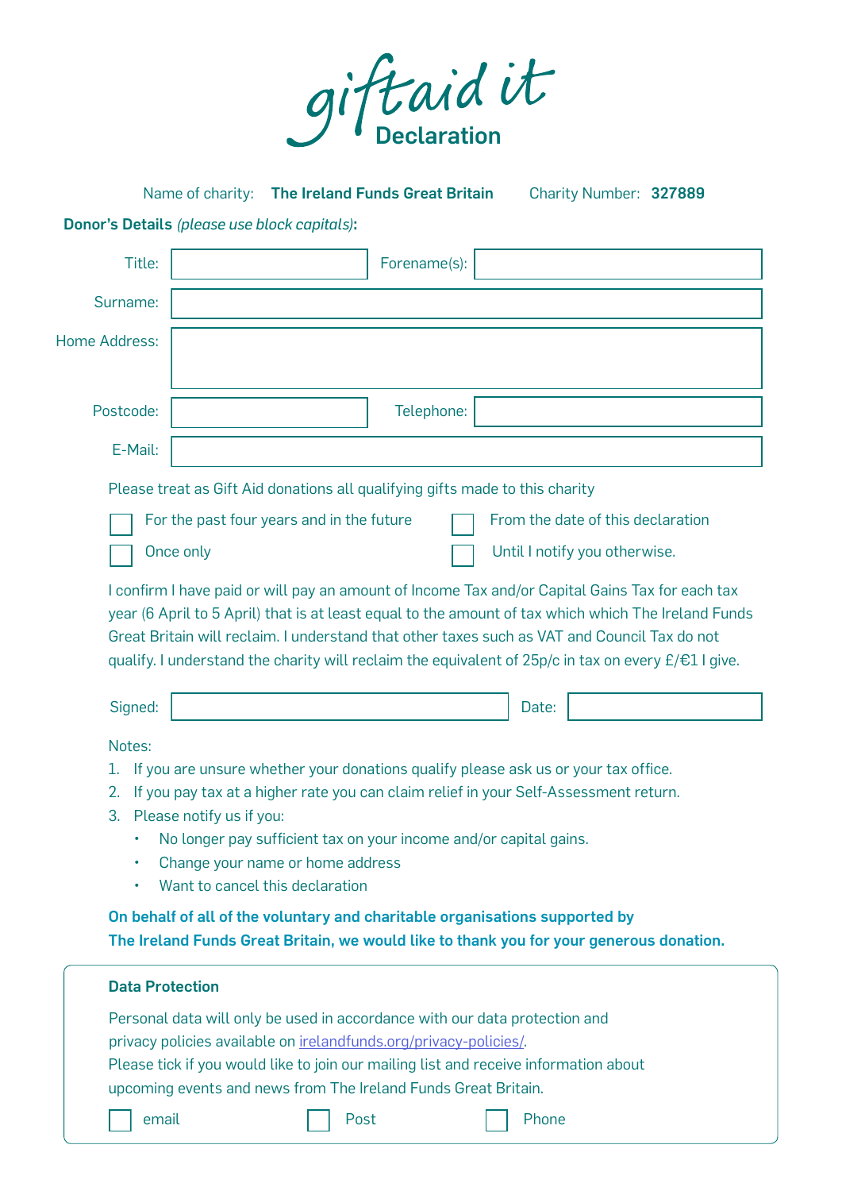# giftaid it Declaration

Name of charity: **The Ireland Funds Great Britain** Charity Number: **327889**

**Donor's Details** *(please use block capitals)*:

Title: ____________ Forename(s): ____________

Surname: ____________

Home Address: ____________

Postcode: ____________ Telephone: ____________

E-Mail: ____________

Please treat as Gift Aid donations all qualifying gifts made to this charity

- ☐ For the past four years and in the future
- ☐ From the date of this declaration
- ☐ Once only
- ☐ Until I notify you otherwise.

I confirm I have paid or will pay an amount of Income Tax and/or Capital Gains Tax for each tax year (6 April to 5 April) that is at least equal to the amount of tax which which The Ireland Funds Great Britain will reclaim. I understand that other taxes such as VAT and Council Tax do not qualify. I understand the charity will reclaim the equivalent of 25p/c in tax on every £/€1 I give.

Signed: ____________ Date: ____________

Notes:

1. If you are unsure whether your donations qualify please ask us or your tax office.
2. If you pay tax at a higher rate you can claim relief in your Self-Assessment return.
3. Please notify us if you:
   - No longer pay sufficient tax on your income and/or capital gains.
   - Change your name or home address
   - Want to cancel this declaration

**On behalf of all of the voluntary and charitable organisations supported by The Ireland Funds Great Britain, we would like to thank you for your generous donation.**

**Data Protection**

Personal data will only be used in accordance with our data protection and privacy policies available on irelandfunds.org/privacy-policies/.
Please tick if you would like to join our mailing list and receive information about upcoming events and news from The Ireland Funds Great Britain.

- ☐ email
- ☐ Post
- ☐ Phone